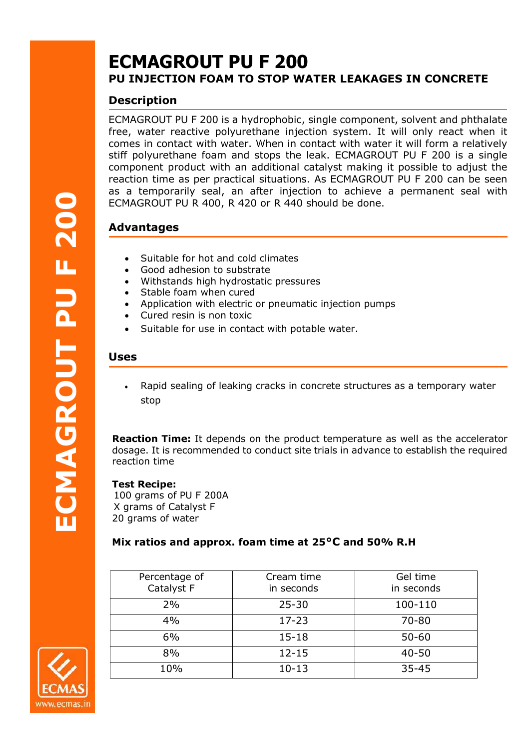# ECMAGROUT PU F 200

## PU INJECTION FOAM TO STOP WATER LEAKAGES IN CONCRETE

### Description

ECMAGROUT PU F 200 is a hydrophobic, single component, solvent and phthalate free, water reactive polyurethane injection system. It will only react when it comes in contact with water. When in contact with water it will form a relatively stiff polyurethane foam and stops the leak. ECMAGROUT PU F 200 is a single component product with an additional catalyst making it possible to adjust the reaction time as per practical situations. As ECMAGROUT PU F 200 can be seen as a temporarily seal, an after injection to achieve a permanent seal with ECMAGROUT PU R 400, R 420 or R 440 should be done.

### Advantages

- Suitable for hot and cold climates
- Good adhesion to substrate
- Withstands high hydrostatic pressures
- Stable foam when cured
- Application with electric or pneumatic injection pumps
- Cured resin is non toxic
- Suitable for use in contact with potable water.

### Uses

- Rapid sealing of leaking cracks in concrete structures as a temporary water stop

**Reaction Time:** It depends on the product temperature as well as the accelerator dosage. It is recommended to conduct site trials in advance to establish the required reaction time

**Test Recipe:**
100 grams of PU F 200A
X grams of Catalyst F
20 grams of water

**Mix ratios and approx. foam time at 25°C and 50% R.H**

| Percentage of Catalyst F | Cream time in seconds | Gel time in seconds |
|---|---|---|
| 2% | 25-30 | 100-110 |
| 4% | 17-23 | 70-80 |
| 6% | 15-18 | 50-60 |
| 8% | 12-15 | 40-50 |
| 10% | 10-13 | 35-45 |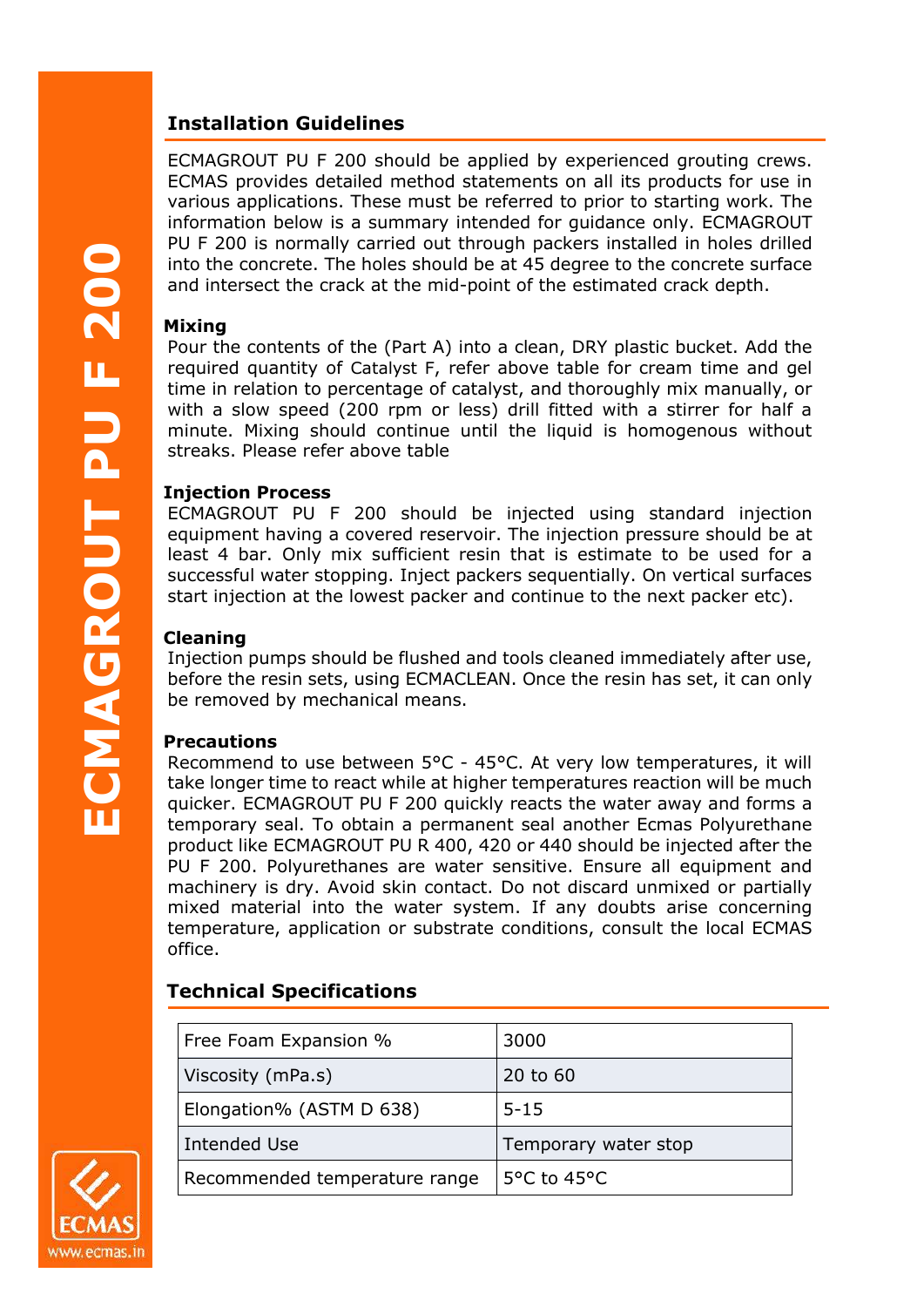## Installation Guidelines

ECMAGROUT PU F 200 should be applied by experienced grouting crews. ECMAS provides detailed method statements on all its products for use in various applications. These must be referred to prior to starting work. The information below is a summary intended for guidance only. ECMAGROUT PU F 200 is normally carried out through packers installed in holes drilled into the concrete. The holes should be at 45 degree to the concrete surface and intersect the crack at the mid-point of the estimated crack depth.

**Mixing**

Pour the contents of the (Part A) into a clean, DRY plastic bucket. Add the required quantity of Catalyst F, refer above table for cream time and gel time in relation to percentage of catalyst, and thoroughly mix manually, or with a slow speed (200 rpm or less) drill fitted with a stirrer for half a minute. Mixing should continue until the liquid is homogenous without streaks. Please refer above table

**Injection Process**

ECMAGROUT PU F 200 should be injected using standard injection equipment having a covered reservoir. The injection pressure should be at least 4 bar. Only mix sufficient resin that is estimate to be used for a successful water stopping. Inject packers sequentially. On vertical surfaces start injection at the lowest packer and continue to the next packer etc).

**Cleaning**

Injection pumps should be flushed and tools cleaned immediately after use, before the resin sets, using ECMACLEAN. Once the resin has set, it can only be removed by mechanical means.

**Precautions**

Recommend to use between 5°C - 45°C. At very low temperatures, it will take longer time to react while at higher temperatures reaction will be much quicker. ECMAGROUT PU F 200 quickly reacts the water away and forms a temporary seal. To obtain a permanent seal another Ecmas Polyurethane product like ECMAGROUT PU R 400, 420 or 440 should be injected after the PU F 200. Polyurethanes are water sensitive. Ensure all equipment and machinery is dry. Avoid skin contact. Do not discard unmixed or partially mixed material into the water system. If any doubts arise concerning temperature, application or substrate conditions, consult the local ECMAS office.

## Technical Specifications

| | |
|---|---|
| Free Foam Expansion % | 3000 |
| Viscosity (mPa.s) | 20 to 60 |
| Elongation% (ASTM D 638) | 5-15 |
| Intended Use | Temporary water stop |
| Recommended temperature range | 5°C to 45°C |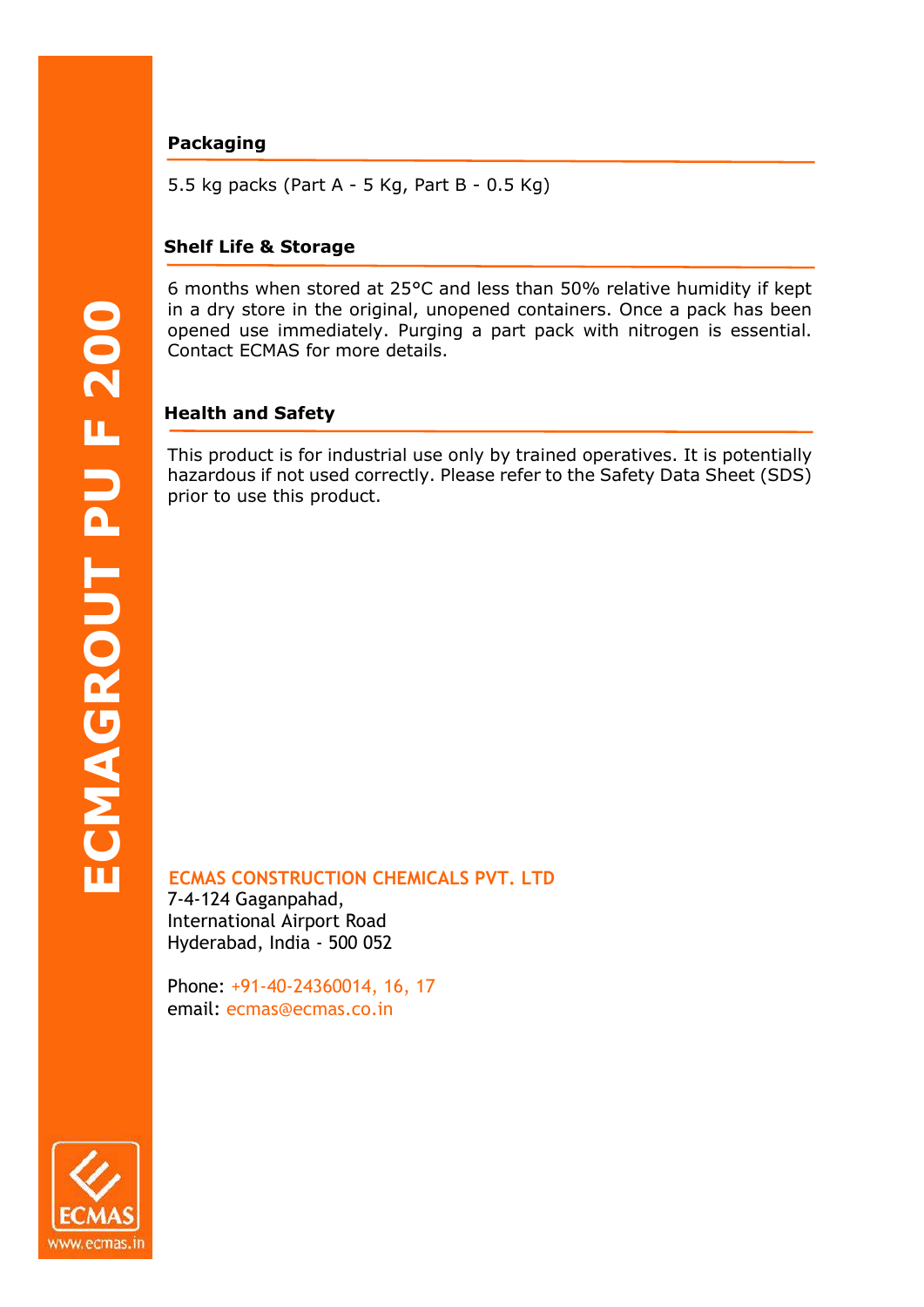## Packaging

5.5 kg packs (Part A - 5 Kg, Part B - 0.5 Kg)

## Shelf Life & Storage

6 months when stored at 25°C and less than 50% relative humidity if kept in a dry store in the original, unopened containers. Once a pack has been opened use immediately. Purging a part pack with nitrogen is essential. Contact ECMAS for more details.

## Health and Safety

This product is for industrial use only by trained operatives. It is potentially hazardous if not used correctly. Please refer to the Safety Data Sheet (SDS) prior to use this product.

**ECMAS CONSTRUCTION CHEMICALS PVT. LTD**
7-4-124 Gaganpahad,
International Airport Road
Hyderabad, India - 500 052

Phone: +91-40-24360014, 16, 17
email: ecmas@ecmas.co.in